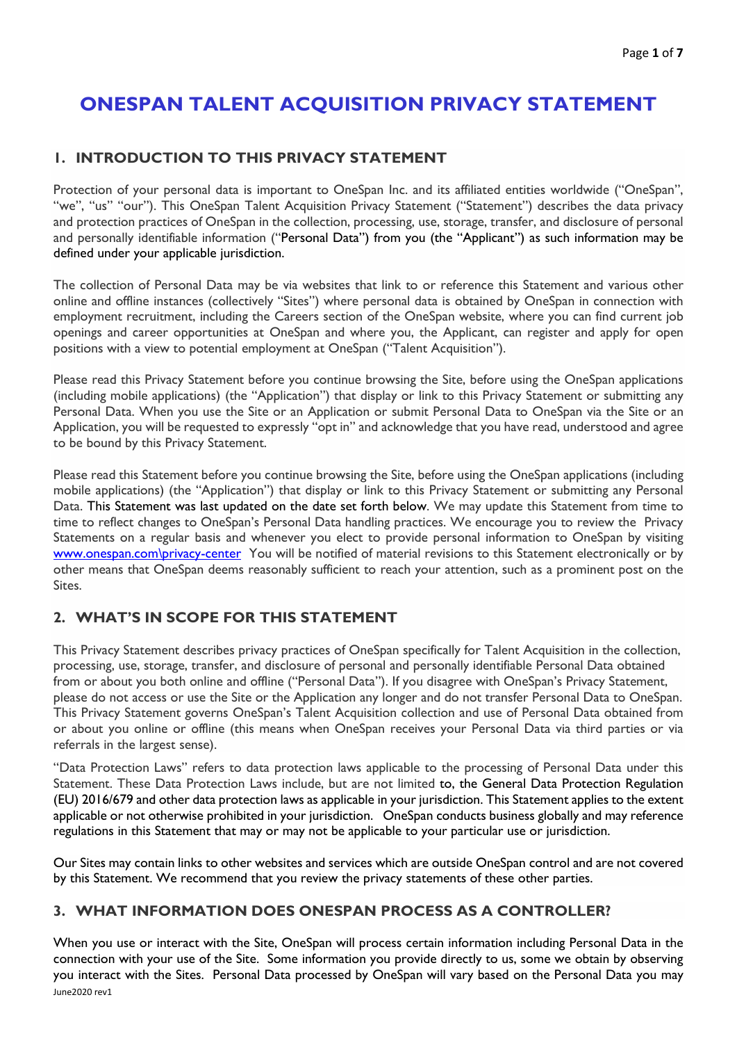# ONESPAN TALENT ACQUISITION PRIVACY STATEMENT

## 1. INTRODUCTION TO THIS PRIVACY STATEMENT

Protection of your personal data is important to OneSpan Inc. and its affiliated entities worldwide ("OneSpan", "we", "us" "our"). This OneSpan Talent Acquisition Privacy Statement ("Statement") describes the data privacy and protection practices of OneSpan in the collection, processing, use, storage, transfer, and disclosure of personal and personally identifiable information ("Personal Data") from you (the "Applicant") as such information may be defined under your applicable jurisdiction.

The collection of Personal Data may be via websites that link to or reference this Statement and various other online and offline instances (collectively "Sites") where personal data is obtained by OneSpan in connection with employment recruitment, including the Careers section of the OneSpan website, where you can find current job openings and career opportunities at OneSpan and where you, the Applicant, can register and apply for open positions with a view to potential employment at OneSpan ("Talent Acquisition").

Please read this Privacy Statement before you continue browsing the Site, before using the OneSpan applications (including mobile applications) (the "Application") that display or link to this Privacy Statement or submitting any Personal Data. When you use the Site or an Application or submit Personal Data to OneSpan via the Site or an Application, you will be requested to expressly "opt in" and acknowledge that you have read, understood and agree to be bound by this Privacy Statement.

Please read this Statement before you continue browsing the Site, before using the OneSpan applications (including mobile applications) (the "Application") that display or link to this Privacy Statement or submitting any Personal Data. This Statement was last updated on the date set forth below. We may update this Statement from time to time to reflect changes to OneSpan's Personal Data handling practices. We encourage you to review the Privacy Statements on a regular basis and whenever you elect to provide personal information to OneSpan by visiting www.onespan.com\privacy-center You will be notified of material revisions to this Statement electronically or by other means that OneSpan deems reasonably sufficient to reach your attention, such as a prominent post on the Sites.

## 2. WHAT'S IN SCOPE FOR THIS STATEMENT

This Privacy Statement describes privacy practices of OneSpan specifically for Talent Acquisition in the collection, processing, use, storage, transfer, and disclosure of personal and personally identifiable Personal Data obtained from or about you both online and offline ("Personal Data"). If you disagree with OneSpan's Privacy Statement, please do not access or use the Site or the Application any longer and do not transfer Personal Data to OneSpan. This Privacy Statement governs OneSpan's Talent Acquisition collection and use of Personal Data obtained from or about you online or offline (this means when OneSpan receives your Personal Data via third parties or via referrals in the largest sense).

"Data Protection Laws" refers to data protection laws applicable to the processing of Personal Data under this Statement. These Data Protection Laws include, but are not limited to, the General Data Protection Regulation (EU) 2016/679 and other data protection laws as applicable in your jurisdiction. This Statement applies to the extent applicable or not otherwise prohibited in your jurisdiction. OneSpan conducts business globally and may reference regulations in this Statement that may or may not be applicable to your particular use or jurisdiction.

Our Sites may contain links to other websites and services which are outside OneSpan control and are not covered by this Statement. We recommend that you review the privacy statements of these other parties.

## 3. WHAT INFORMATION DOES ONESPAN PROCESS AS A CONTROLLER?

When you use or interact with the Site, OneSpan will process certain information including Personal Data in the connection with your use of the Site. Some information you provide directly to us, some we obtain by observing you interact with the Sites. Personal Data processed by OneSpan will vary based on the Personal Data you may

June2020 rev1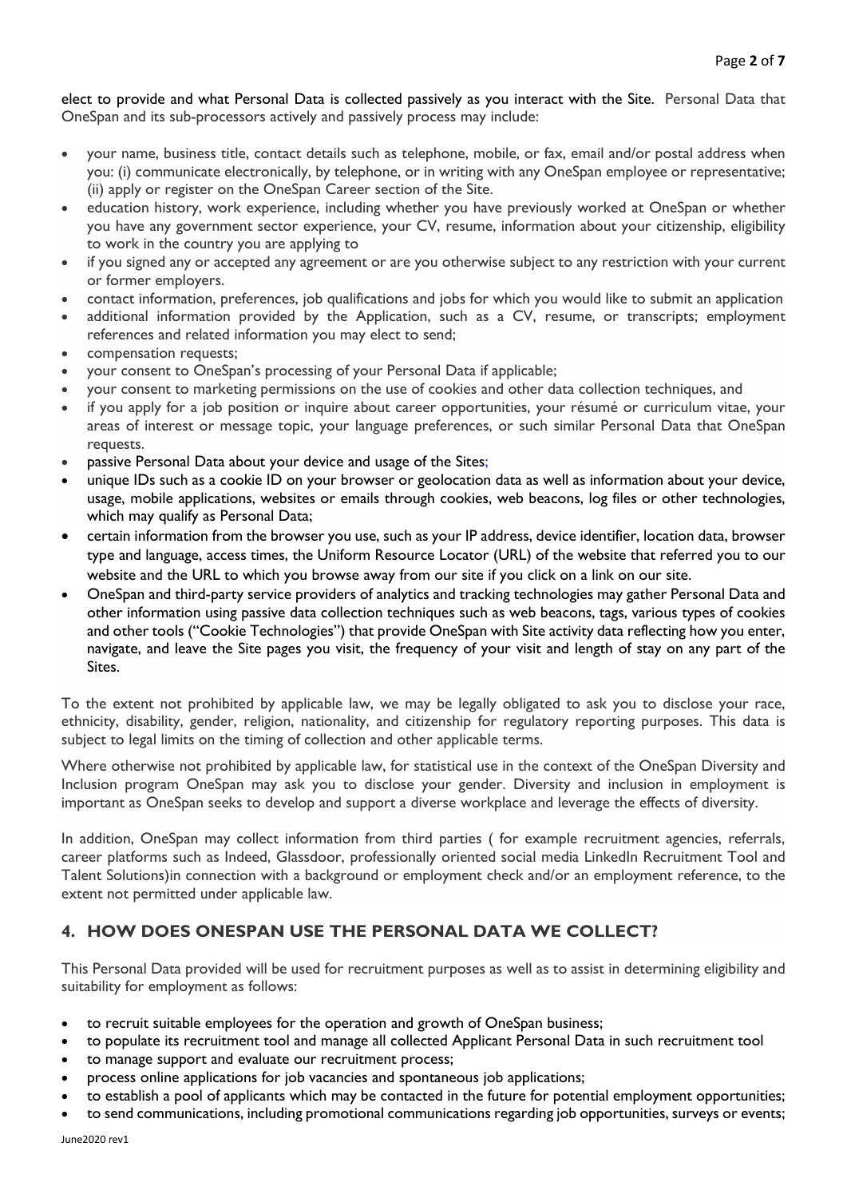elect to provide and what Personal Data is collected passively as you interact with the Site. Personal Data that OneSpan and its sub-processors actively and passively process may include:

- your name, business title, contact details such as telephone, mobile, or fax, email and/or postal address when you: (i) communicate electronically, by telephone, or in writing with any OneSpan employee or representative; (ii) apply or register on the OneSpan Career section of the Site.
- education history, work experience, including whether you have previously worked at OneSpan or whether you have any government sector experience, your CV, resume, information about your citizenship, eligibility to work in the country you are applying to
- if you signed any or accepted any agreement or are you otherwise subject to any restriction with your current or former employers.
- contact information, preferences, job qualifications and jobs for which you would like to submit an application
- additional information provided by the Application, such as a CV, resume, or transcripts; employment references and related information you may elect to send;
- compensation requests;
- your consent to OneSpan's processing of your Personal Data if applicable;
- your consent to marketing permissions on the use of cookies and other data collection techniques, and
- if you apply for a job position or inquire about career opportunities, your résumé or curriculum vitae, your areas of interest or message topic, your language preferences, or such similar Personal Data that OneSpan requests.
- passive Personal Data about your device and usage of the Sites;
- unique IDs such as a cookie ID on your browser or geolocation data as well as information about your device, usage, mobile applications, websites or emails through cookies, web beacons, log files or other technologies, which may qualify as Personal Data;
- certain information from the browser you use, such as your IP address, device identifier, location data, browser type and language, access times, the Uniform Resource Locator (URL) of the website that referred you to our website and the URL to which you browse away from our site if you click on a link on our site.
- OneSpan and third-party service providers of analytics and tracking technologies may gather Personal Data and other information using passive data collection techniques such as web beacons, tags, various types of cookies and other tools ("Cookie Technologies") that provide OneSpan with Site activity data reflecting how you enter, navigate, and leave the Site pages you visit, the frequency of your visit and length of stay on any part of the Sites.

To the extent not prohibited by applicable law, we may be legally obligated to ask you to disclose your race, ethnicity, disability, gender, religion, nationality, and citizenship for regulatory reporting purposes. This data is subject to legal limits on the timing of collection and other applicable terms.

Where otherwise not prohibited by applicable law, for statistical use in the context of the OneSpan Diversity and Inclusion program OneSpan may ask you to disclose your gender. Diversity and inclusion in employment is important as OneSpan seeks to develop and support a diverse workplace and leverage the effects of diversity.

In addition, OneSpan may collect information from third parties ( for example recruitment agencies, referrals, career platforms such as Indeed, Glassdoor, professionally oriented social media LinkedIn Recruitment Tool and Talent Solutions)in connection with a background or employment check and/or an employment reference, to the extent not permitted under applicable law.

## 4. HOW DOES ONESPAN USE THE PERSONAL DATA WE COLLECT?

This Personal Data provided will be used for recruitment purposes as well as to assist in determining eligibility and suitability for employment as follows:

- to recruit suitable employees for the operation and growth of OneSpan business;
- to populate its recruitment tool and manage all collected Applicant Personal Data in such recruitment tool
- to manage support and evaluate our recruitment process;
- process online applications for job vacancies and spontaneous job applications;
- to establish a pool of applicants which may be contacted in the future for potential employment opportunities;
- to send communications, including promotional communications regarding job opportunities, surveys or events;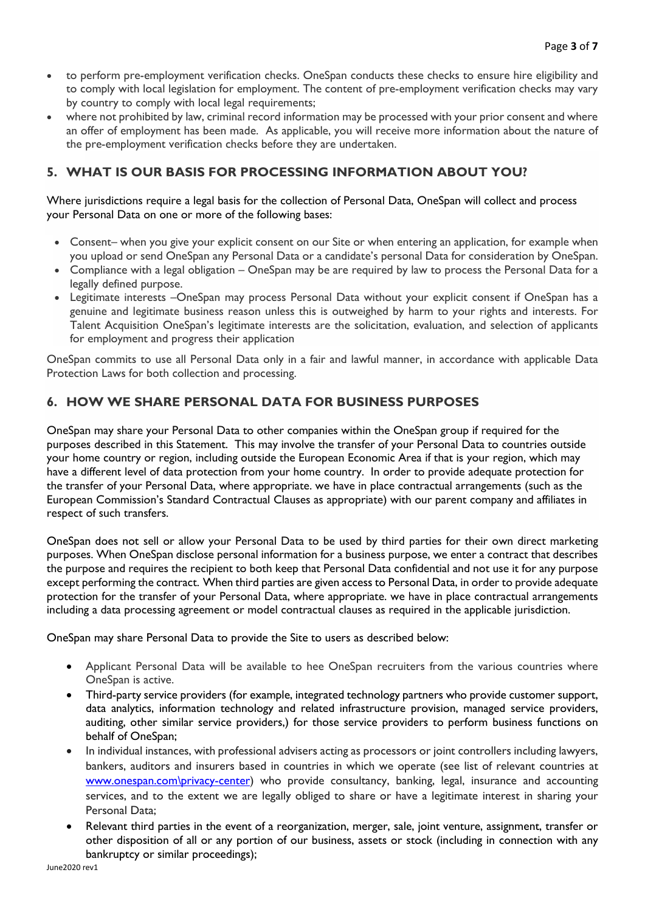- to perform pre-employment verification checks. OneSpan conducts these checks to ensure hire eligibility and to comply with local legislation for employment. The content of pre-employment verification checks may vary by country to comply with local legal requirements;
- where not prohibited by law, criminal record information may be processed with your prior consent and where an offer of employment has been made. As applicable, you will receive more information about the nature of the pre-employment verification checks before they are undertaken.

## 5. WHAT IS OUR BASIS FOR PROCESSING INFORMATION ABOUT YOU?

Where jurisdictions require a legal basis for the collection of Personal Data, OneSpan will collect and process your Personal Data on one or more of the following bases:

- Consent– when you give your explicit consent on our Site or when entering an application, for example when you upload or send OneSpan any Personal Data or a candidate's personal Data for consideration by OneSpan.
- Compliance with a legal obligation – OneSpan may be are required by law to process the Personal Data for a legally defined purpose.
- Legitimate interests –OneSpan may process Personal Data without your explicit consent if OneSpan has a genuine and legitimate business reason unless this is outweighed by harm to your rights and interests. For Talent Acquisition OneSpan's legitimate interests are the solicitation, evaluation, and selection of applicants for employment and progress their application

OneSpan commits to use all Personal Data only in a fair and lawful manner, in accordance with applicable Data Protection Laws for both collection and processing.

## 6. HOW WE SHARE PERSONAL DATA FOR BUSINESS PURPOSES

OneSpan may share your Personal Data to other companies within the OneSpan group if required for the purposes described in this Statement. This may involve the transfer of your Personal Data to countries outside your home country or region, including outside the European Economic Area if that is your region, which may have a different level of data protection from your home country. In order to provide adequate protection for the transfer of your Personal Data, where appropriate. we have in place contractual arrangements (such as the European Commission's Standard Contractual Clauses as appropriate) with our parent company and affiliates in respect of such transfers.

OneSpan does not sell or allow your Personal Data to be used by third parties for their own direct marketing purposes. When OneSpan disclose personal information for a business purpose, we enter a contract that describes the purpose and requires the recipient to both keep that Personal Data confidential and not use it for any purpose except performing the contract. When third parties are given access to Personal Data, in order to provide adequate protection for the transfer of your Personal Data, where appropriate. we have in place contractual arrangements including a data processing agreement or model contractual clauses as required in the applicable jurisdiction.

OneSpan may share Personal Data to provide the Site to users as described below:

- Applicant Personal Data will be available to hee OneSpan recruiters from the various countries where OneSpan is active.
- Third-party service providers (for example, integrated technology partners who provide customer support, data analytics, information technology and related infrastructure provision, managed service providers, auditing, other similar service providers,) for those service providers to perform business functions on behalf of OneSpan;
- In individual instances, with professional advisers acting as processors or joint controllers including lawyers, bankers, auditors and insurers based in countries in which we operate (see list of relevant countries at [www.onespan.com\privacy-center](www.onespan.com\privacy-center)) who provide consultancy, banking, legal, insurance and accounting services, and to the extent we are legally obliged to share or have a legitimate interest in sharing your Personal Data;
- Relevant third parties in the event of a reorganization, merger, sale, joint venture, assignment, transfer or other disposition of all or any portion of our business, assets or stock (including in connection with any bankruptcy or similar proceedings);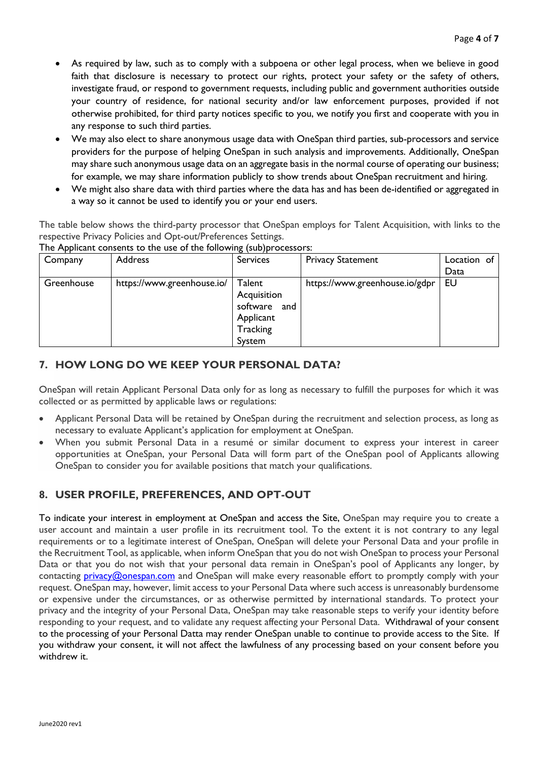- As required by law, such as to comply with a subpoena or other legal process, when we believe in good faith that disclosure is necessary to protect our rights, protect your safety or the safety of others, investigate fraud, or respond to government requests, including public and government authorities outside your country of residence, for national security and/or law enforcement purposes, provided if not otherwise prohibited, for third party notices specific to you, we notify you first and cooperate with you in any response to such third parties.
- We may also elect to share anonymous usage data with OneSpan third parties, sub-processors and service providers for the purpose of helping OneSpan in such analysis and improvements. Additionally, OneSpan may share such anonymous usage data on an aggregate basis in the normal course of operating our business; for example, we may share information publicly to show trends about OneSpan recruitment and hiring.
- We might also share data with third parties where the data has and has been de-identified or aggregated in a way so it cannot be used to identify you or your end users.

The table below shows the third-party processor that OneSpan employs for Talent Acquisition, with links to the respective Privacy Policies and Opt-out/Preferences Settings.

The Applicant consents to the use of the following (sub)processors:

| Company | Address | Services | Privacy Statement | Location of Data |
|---|---|---|---|---|
| Greenhouse | https://www.greenhouse.io/ | Talent Acquisition software and Applicant Tracking System | https://www.greenhouse.io/gdpr | EU |

## 7. HOW LONG DO WE KEEP YOUR PERSONAL DATA?

OneSpan will retain Applicant Personal Data only for as long as necessary to fulfill the purposes for which it was collected or as permitted by applicable laws or regulations:

- Applicant Personal Data will be retained by OneSpan during the recruitment and selection process, as long as necessary to evaluate Applicant's application for employment at OneSpan.
- When you submit Personal Data in a resumé or similar document to express your interest in career opportunities at OneSpan, your Personal Data will form part of the OneSpan pool of Applicants allowing OneSpan to consider you for available positions that match your qualifications.

## 8. USER PROFILE, PREFERENCES, AND OPT-OUT

To indicate your interest in employment at OneSpan and access the Site, OneSpan may require you to create a user account and maintain a user profile in its recruitment tool. To the extent it is not contrary to any legal requirements or to a legitimate interest of OneSpan, OneSpan will delete your Personal Data and your profile in the Recruitment Tool, as applicable, when inform OneSpan that you do not wish OneSpan to process your Personal Data or that you do not wish that your personal data remain in OneSpan's pool of Applicants any longer, by contacting privacy@onespan.com and OneSpan will make every reasonable effort to promptly comply with your request. OneSpan may, however, limit access to your Personal Data where such access is unreasonably burdensome or expensive under the circumstances, or as otherwise permitted by international standards. To protect your privacy and the integrity of your Personal Data, OneSpan may take reasonable steps to verify your identity before responding to your request, and to validate any request affecting your Personal Data. Withdrawal of your consent to the processing of your Personal Datta may render OneSpan unable to continue to provide access to the Site. If you withdraw your consent, it will not affect the lawfulness of any processing based on your consent before you withdrew it.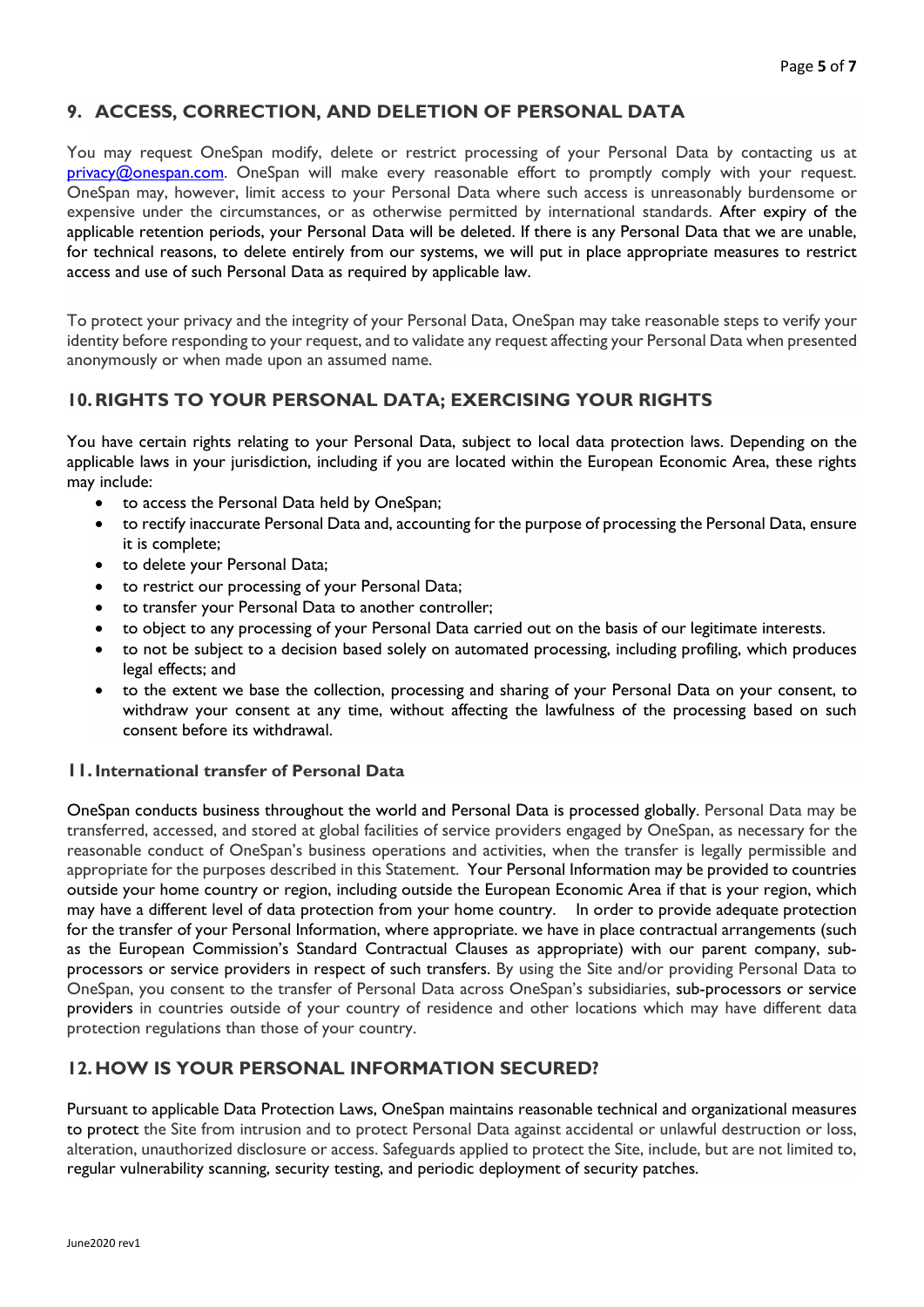## 9. ACCESS, CORRECTION, AND DELETION OF PERSONAL DATA

You may request OneSpan modify, delete or restrict processing of your Personal Data by contacting us at privacy@onespan.com. OneSpan will make every reasonable effort to promptly comply with your request. OneSpan may, however, limit access to your Personal Data where such access is unreasonably burdensome or expensive under the circumstances, or as otherwise permitted by international standards. After expiry of the applicable retention periods, your Personal Data will be deleted. If there is any Personal Data that we are unable, for technical reasons, to delete entirely from our systems, we will put in place appropriate measures to restrict access and use of such Personal Data as required by applicable law.

To protect your privacy and the integrity of your Personal Data, OneSpan may take reasonable steps to verify your identity before responding to your request, and to validate any request affecting your Personal Data when presented anonymously or when made upon an assumed name.

## 10. RIGHTS TO YOUR PERSONAL DATA; EXERCISING YOUR RIGHTS

You have certain rights relating to your Personal Data, subject to local data protection laws. Depending on the applicable laws in your jurisdiction, including if you are located within the European Economic Area, these rights may include:

- to access the Personal Data held by OneSpan;
- to rectify inaccurate Personal Data and, accounting for the purpose of processing the Personal Data, ensure it is complete;
- to delete your Personal Data;
- to restrict our processing of your Personal Data;
- to transfer your Personal Data to another controller;
- to object to any processing of your Personal Data carried out on the basis of our legitimate interests.
- to not be subject to a decision based solely on automated processing, including profiling, which produces legal effects; and
- to the extent we base the collection, processing and sharing of your Personal Data on your consent, to withdraw your consent at any time, without affecting the lawfulness of the processing based on such consent before its withdrawal.

### 11. International transfer of Personal Data

OneSpan conducts business throughout the world and Personal Data is processed globally. Personal Data may be transferred, accessed, and stored at global facilities of service providers engaged by OneSpan, as necessary for the reasonable conduct of OneSpan's business operations and activities, when the transfer is legally permissible and appropriate for the purposes described in this Statement. Your Personal Information may be provided to countries outside your home country or region, including outside the European Economic Area if that is your region, which may have a different level of data protection from your home country. In order to provide adequate protection for the transfer of your Personal Information, where appropriate. we have in place contractual arrangements (such as the European Commission's Standard Contractual Clauses as appropriate) with our parent company, sub-processors or service providers in respect of such transfers. By using the Site and/or providing Personal Data to OneSpan, you consent to the transfer of Personal Data across OneSpan's subsidiaries, sub-processors or service providers in countries outside of your country of residence and other locations which may have different data protection regulations than those of your country.

## 12. HOW IS YOUR PERSONAL INFORMATION SECURED?

Pursuant to applicable Data Protection Laws, OneSpan maintains reasonable technical and organizational measures to protect the Site from intrusion and to protect Personal Data against accidental or unlawful destruction or loss, alteration, unauthorized disclosure or access. Safeguards applied to protect the Site, include, but are not limited to, regular vulnerability scanning, security testing, and periodic deployment of security patches.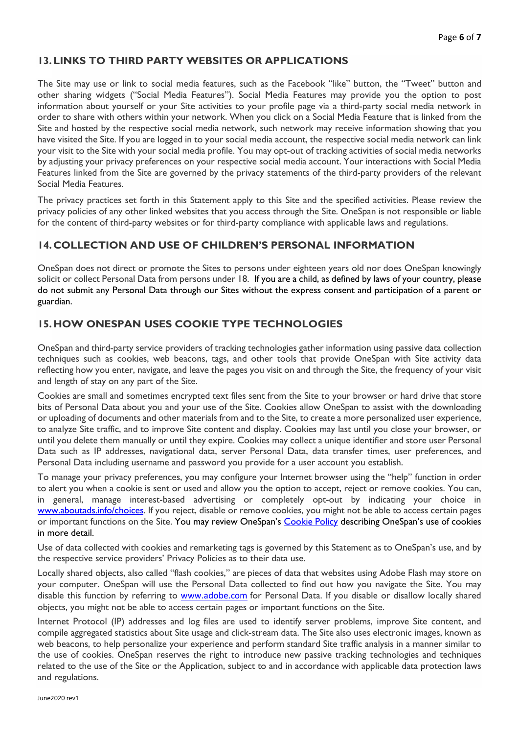## 13. LINKS TO THIRD PARTY WEBSITES OR APPLICATIONS

The Site may use or link to social media features, such as the Facebook "like" button, the "Tweet" button and other sharing widgets ("Social Media Features"). Social Media Features may provide you the option to post information about yourself or your Site activities to your profile page via a third-party social media network in order to share with others within your network. When you click on a Social Media Feature that is linked from the Site and hosted by the respective social media network, such network may receive information showing that you have visited the Site. If you are logged in to your social media account, the respective social media network can link your visit to the Site with your social media profile. You may opt-out of tracking activities of social media networks by adjusting your privacy preferences on your respective social media account. Your interactions with Social Media Features linked from the Site are governed by the privacy statements of the third-party providers of the relevant Social Media Features.

The privacy practices set forth in this Statement apply to this Site and the specified activities. Please review the privacy policies of any other linked websites that you access through the Site. OneSpan is not responsible or liable for the content of third-party websites or for third-party compliance with applicable laws and regulations.

## 14. COLLECTION AND USE OF CHILDREN'S PERSONAL INFORMATION

OneSpan does not direct or promote the Sites to persons under eighteen years old nor does OneSpan knowingly solicit or collect Personal Data from persons under 18. If you are a child, as defined by laws of your country, please do not submit any Personal Data through our Sites without the express consent and participation of a parent or guardian.

## 15. HOW ONESPAN USES COOKIE TYPE TECHNOLOGIES

OneSpan and third-party service providers of tracking technologies gather information using passive data collection techniques such as cookies, web beacons, tags, and other tools that provide OneSpan with Site activity data reflecting how you enter, navigate, and leave the pages you visit on and through the Site, the frequency of your visit and length of stay on any part of the Site.

Cookies are small and sometimes encrypted text files sent from the Site to your browser or hard drive that store bits of Personal Data about you and your use of the Site. Cookies allow OneSpan to assist with the downloading or uploading of documents and other materials from and to the Site, to create a more personalized user experience, to analyze Site traffic, and to improve Site content and display. Cookies may last until you close your browser, or until you delete them manually or until they expire. Cookies may collect a unique identifier and store user Personal Data such as IP addresses, navigational data, server Personal Data, data transfer times, user preferences, and Personal Data including username and password you provide for a user account you establish.

To manage your privacy preferences, you may configure your Internet browser using the "help" function in order to alert you when a cookie is sent or used and allow you the option to accept, reject or remove cookies. You can, in general, manage interest-based advertising or completely opt-out by indicating your choice in [www.aboutads.info/choices](www.aboutads.info/choices). If you reject, disable or remove cookies, you might not be able to access certain pages or important functions on the Site. You may review OneSpan's [Cookie Policy]() describing OneSpan's use of cookies in more detail.

Use of data collected with cookies and remarketing tags is governed by this Statement as to OneSpan's use, and by the respective service providers' Privacy Policies as to their data use.

Locally shared objects, also called "flash cookies," are pieces of data that websites using Adobe Flash may store on your computer. OneSpan will use the Personal Data collected to find out how you navigate the Site. You may disable this function by referring to [www.adobe.com](www.adobe.com) for Personal Data. If you disable or disallow locally shared objects, you might not be able to access certain pages or important functions on the Site.

Internet Protocol (IP) addresses and log files are used to identify server problems, improve Site content, and compile aggregated statistics about Site usage and click-stream data. The Site also uses electronic images, known as web beacons, to help personalize your experience and perform standard Site traffic analysis in a manner similar to the use of cookies. OneSpan reserves the right to introduce new passive tracking technologies and techniques related to the use of the Site or the Application, subject to and in accordance with applicable data protection laws and regulations.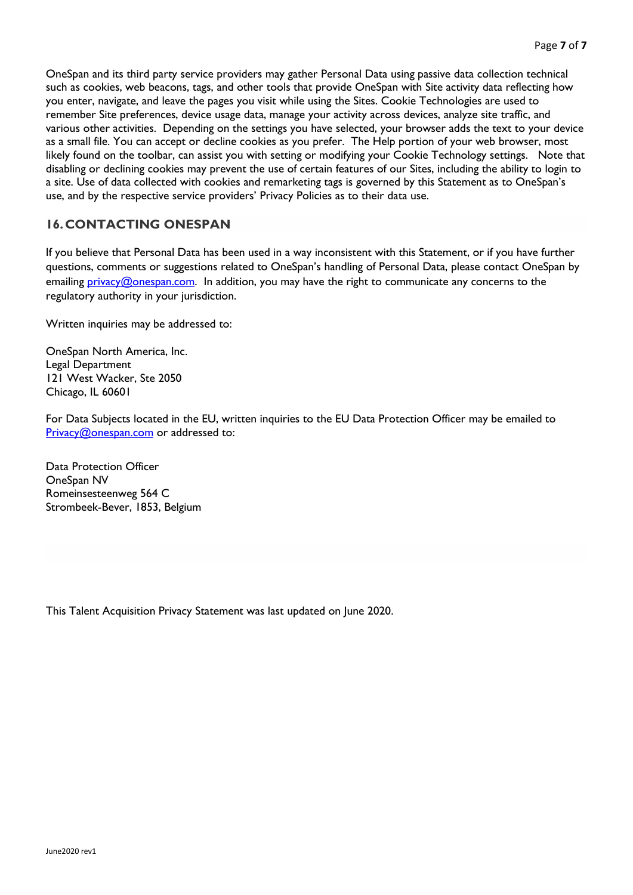OneSpan and its third party service providers may gather Personal Data using passive data collection technical such as cookies, web beacons, tags, and other tools that provide OneSpan with Site activity data reflecting how you enter, navigate, and leave the pages you visit while using the Sites. Cookie Technologies are used to remember Site preferences, device usage data, manage your activity across devices, analyze site traffic, and various other activities. Depending on the settings you have selected, your browser adds the text to your device as a small file. You can accept or decline cookies as you prefer. The Help portion of your web browser, most likely found on the toolbar, can assist you with setting or modifying your Cookie Technology settings. Note that disabling or declining cookies may prevent the use of certain features of our Sites, including the ability to login to a site. Use of data collected with cookies and remarketing tags is governed by this Statement as to OneSpan's use, and by the respective service providers' Privacy Policies as to their data use.

## 16. CONTACTING ONESPAN

If you believe that Personal Data has been used in a way inconsistent with this Statement, or if you have further questions, comments or suggestions related to OneSpan's handling of Personal Data, please contact OneSpan by emailing privacy@onespan.com. In addition, you may have the right to communicate any concerns to the regulatory authority in your jurisdiction.

Written inquiries may be addressed to:

OneSpan North America, Inc.
Legal Department
121 West Wacker, Ste 2050
Chicago, IL 60601

For Data Subjects located in the EU, written inquiries to the EU Data Protection Officer may be emailed to Privacy@onespan.com or addressed to:

Data Protection Officer
OneSpan NV
Romeinsesteenweg 564 C
Strombeek-Bever, 1853, Belgium

This Talent Acquisition Privacy Statement was last updated on June 2020.